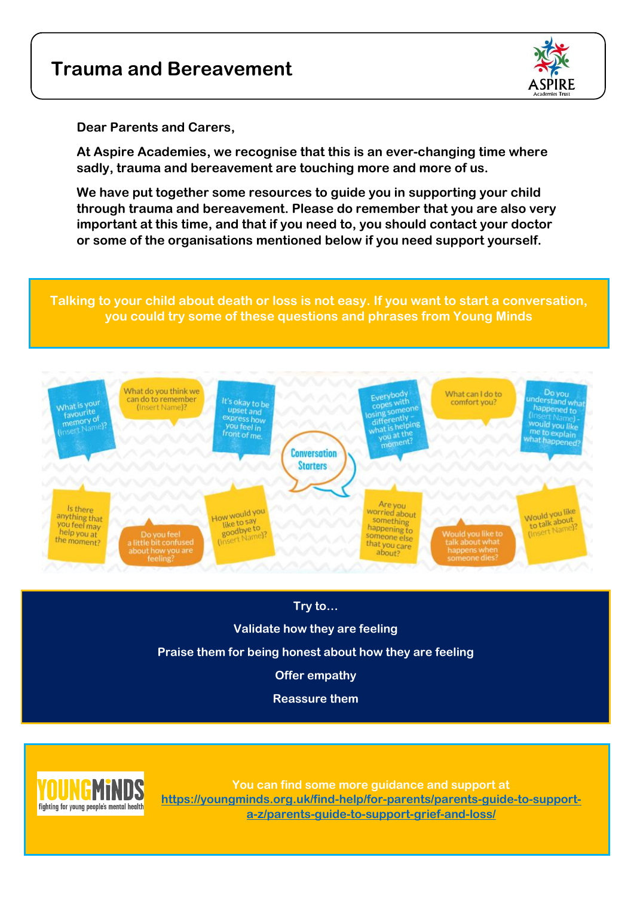# Trauma and Bereavement

ASPIRE Academies Trust

**Dear Parents and Carers,**

**At Aspire Academies, we recognise that this is an ever-changing time where sadly, trauma and bereavement are touching more and more of us.**

**We have put together some resources to guide you in supporting your child through trauma and bereavement. Please do remember that you are also very important at this time, and that if you need to, you should contact your doctor or some of the organisations mentioned below if you need support yourself.**

**Talking to your child about death or loss is not easy. If you want to start a conversation, you could try some of these questions and phrases from Young Minds**

**Conversation Starters**

- What is your favourite memory of (Insert Name)?
- What do you think we can do to remember (Insert Name)?
- It's okay to be upset and express how you feel in front of me.
- Everybody copes with losing someone differently – what is helping you at the moment?
- What can I do to comfort you?
- Do you understand what happened to (Insert Name) – would you like me to explain what happened?
- Is there anything that you feel may help you at the moment?
- Do you feel a little bit confused about how you are feeling?
- How would you like to say goodbye to (Insert Name)?
- Are you worried about something happening to someone else that you care about?
- Would you like to talk about what happens when someone dies?
- Would you like to talk about (Insert Name)?

**Try to…**

**Validate how they are feeling**

**Praise them for being honest about how they are feeling**

**Offer empathy**

**Reassure them**

YOUNGMINDS – fighting for young people's mental health

**You can find some more guidance and support at https://youngminds.org.uk/find-help/for-parents/parents-guide-to-support-a-z/parents-guide-to-support-grief-and-loss/**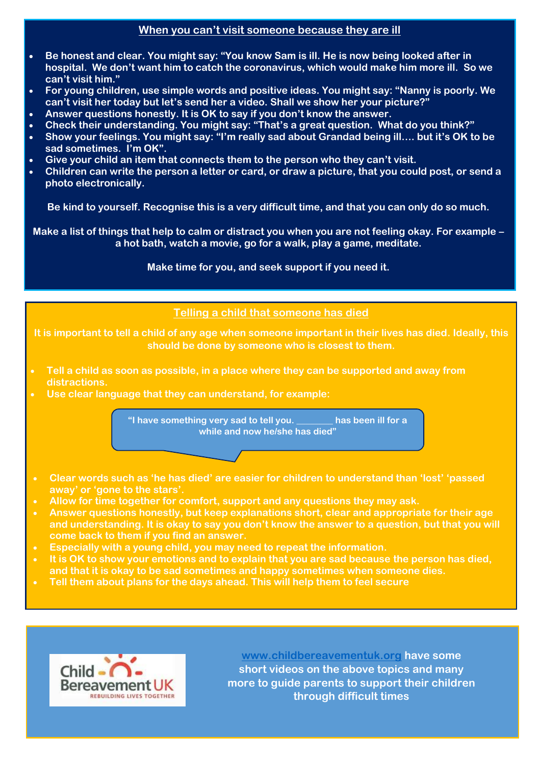## When you can't visit someone because they are ill

- Be honest and clear. You might say: "You know Sam is ill. He is now being looked after in hospital. We don't want him to catch the coronavirus, which would make him more ill. So we can't visit him."
- For young children, use simple words and positive ideas. You might say: "Nanny is poorly. We can't visit her today but let's send her a video. Shall we show her your picture?"
- Answer questions honestly. It is OK to say if you don't know the answer.
- Check their understanding. You might say: "That's a great question. What do you think?"
- Show your feelings. You might say: "I'm really sad about Grandad being ill…. but it's OK to be sad sometimes. I'm OK".
- Give your child an item that connects them to the person who they can't visit.
- Children can write the person a letter or card, or draw a picture, that you could post, or send a photo electronically.

Be kind to yourself. Recognise this is a very difficult time, and that you can only do so much.

Make a list of things that help to calm or distract you when you are not feeling okay. For example – a hot bath, watch a movie, go for a walk, play a game, meditate.

Make time for you, and seek support if you need it.

## Telling a child that someone has died

It is important to tell a child of any age when someone important in their lives has died. Ideally, this should be done by someone who is closest to them.

- Tell a child as soon as possible, in a place where they can be supported and away from distractions.
- Use clear language that they can understand, for example:

"I have something very sad to tell you. _______ has been ill for a while and now he/she has died"

- Clear words such as 'he has died' are easier for children to understand than 'lost' 'passed away' or 'gone to the stars'.
- Allow for time together for comfort, support and any questions they may ask.
- Answer questions honestly, but keep explanations short, clear and appropriate for their age and understanding. It is okay to say you don't know the answer to a question, but that you will come back to them if you find an answer.
- Especially with a young child, you may need to repeat the information.
- It is OK to show your emotions and to explain that you are sad because the person has died, and that it is okay to be sad sometimes and happy sometimes when someone dies.
- Tell them about plans for the days ahead. This will help them to feel secure

Child Bereavement UK
REBUILDING LIVES TOGETHER

www.childbereavementuk.org have some short videos on the above topics and many more to guide parents to support their children through difficult times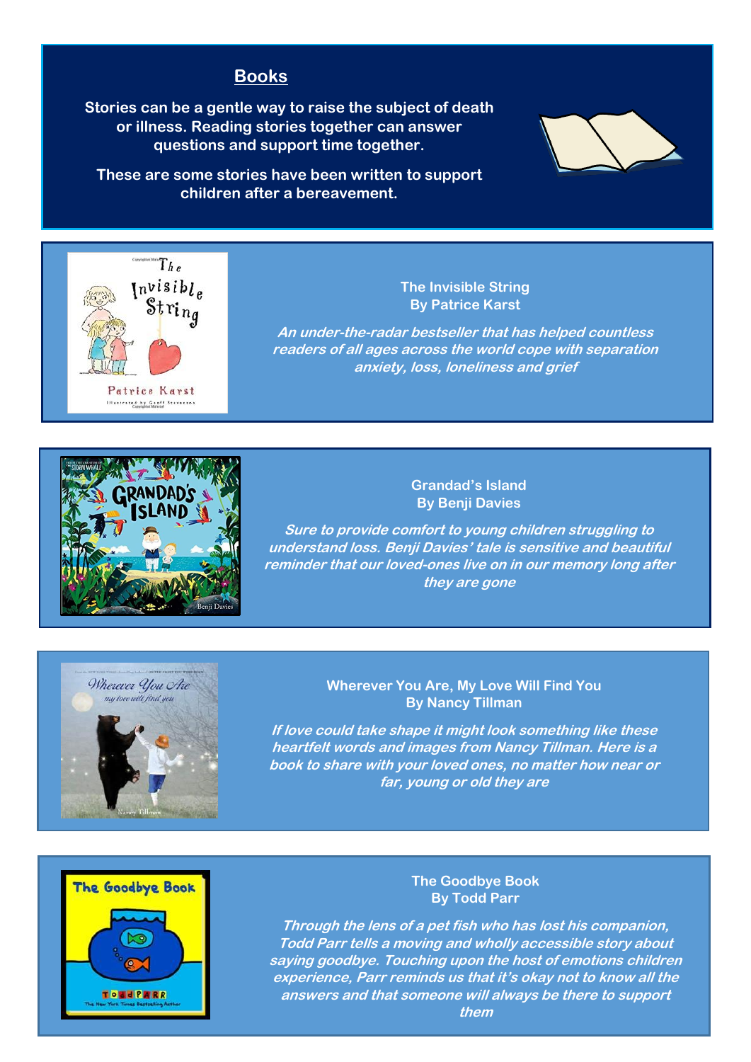## Books

**Stories can be a gentle way to raise the subject of death or illness. Reading stories together can answer questions and support time together.**

**These are some stories have been written to support children after a bereavement.**

**The Invisible String**
**By Patrice Karst**

***An under-the-radar bestseller that has helped countless readers of all ages across the world cope with separation anxiety, loss, loneliness and grief***

**Grandad's Island**
**By Benji Davies**

***Sure to provide comfort to young children struggling to understand loss. Benji Davies' tale is sensitive and beautiful reminder that our loved-ones live on in our memory long after they are gone***

**Wherever You Are, My Love Will Find You**
**By Nancy Tillman**

***If love could take shape it might look something like these heartfelt words and images from Nancy Tillman. Here is a book to share with your loved ones, no matter how near or far, young or old they are***

**The Goodbye Book**
**By Todd Parr**

***Through the lens of a pet fish who has lost his companion, Todd Parr tells a moving and wholly accessible story about saying goodbye. Touching upon the host of emotions children experience, Parr reminds us that it's okay not to know all the answers and that someone will always be there to support them***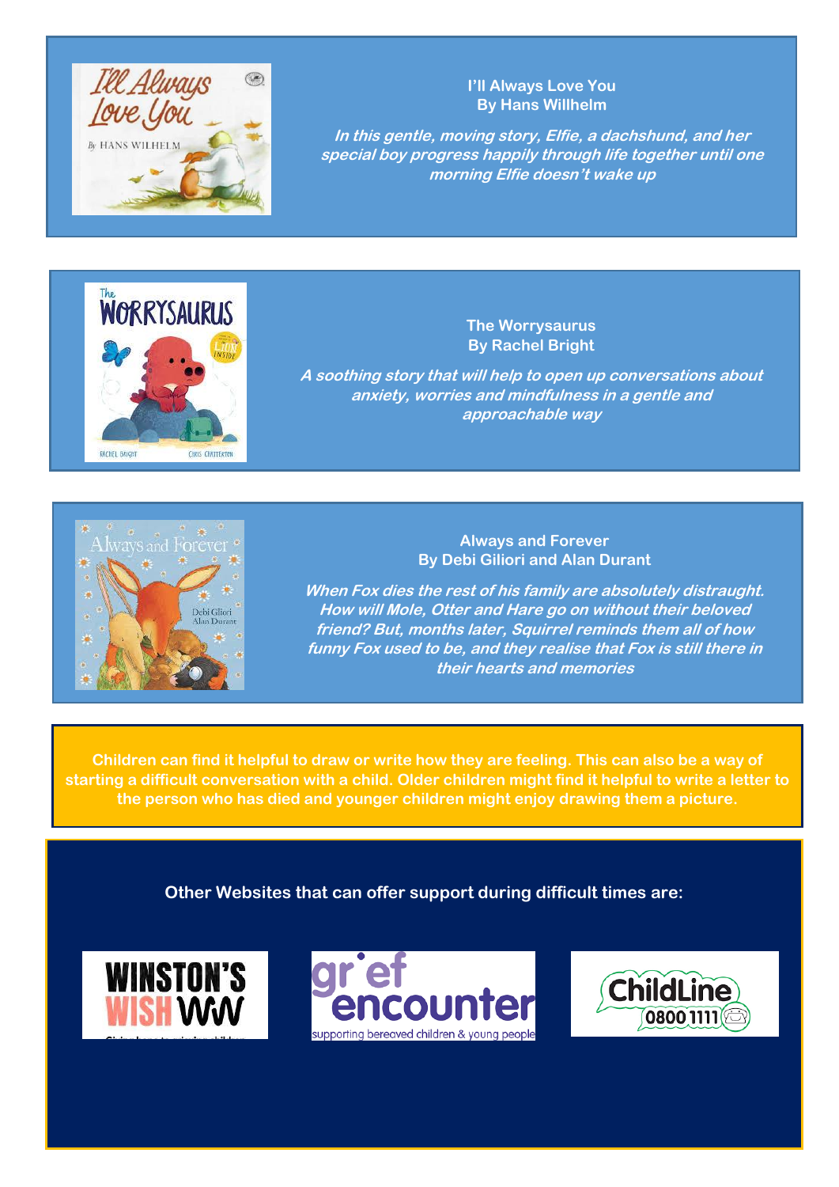**I'll Always Love You**
**By Hans Willhelm**

***In this gentle, moving story, Elfie, a dachshund, and her special boy progress happily through life together until one morning Elfie doesn't wake up***

**The Worrysaurus**
**By Rachel Bright**

***A soothing story that will help to open up conversations about anxiety, worries and mindfulness in a gentle and approachable way***

**Always and Forever**
**By Debi Giliori and Alan Durant**

***When Fox dies the rest of his family are absolutely distraught. How will Mole, Otter and Hare go on without their beloved friend? But, months later, Squirrel reminds them all of how funny Fox used to be, and they realise that Fox is still there in their hearts and memories***

**Children can find it helpful to draw or write how they are feeling. This can also be a way of starting a difficult conversation with a child. Older children might find it helpful to write a letter to the person who has died and younger children might enjoy drawing them a picture.**

**Other Websites that can offer support during difficult times are:**

WINSTON'S WISH

grief encounter – supporting bereaved children & young people

ChildLine 0800 1111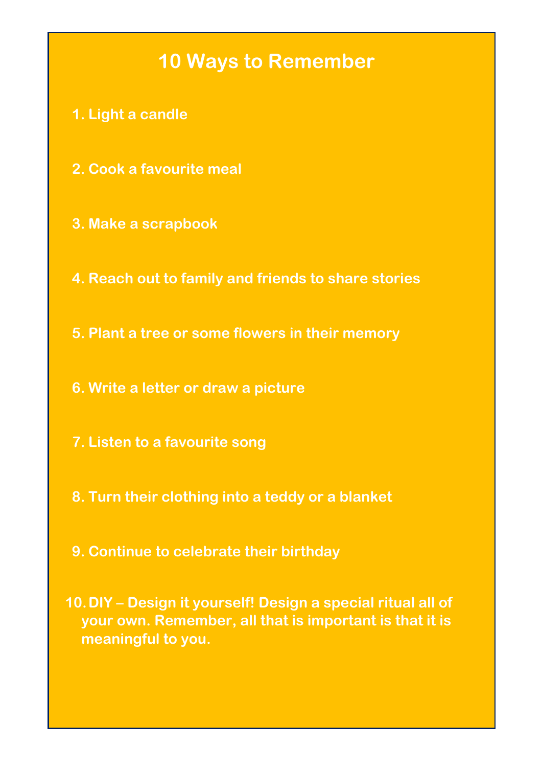# 10 Ways to Remember

1. Light a candle
2. Cook a favourite meal
3. Make a scrapbook
4. Reach out to family and friends to share stories
5. Plant a tree or some flowers in their memory
6. Write a letter or draw a picture
7. Listen to a favourite song
8. Turn their clothing into a teddy or a blanket
9. Continue to celebrate their birthday
10. DIY – Design it yourself! Design a special ritual all of your own. Remember, all that is important is that it is meaningful to you.